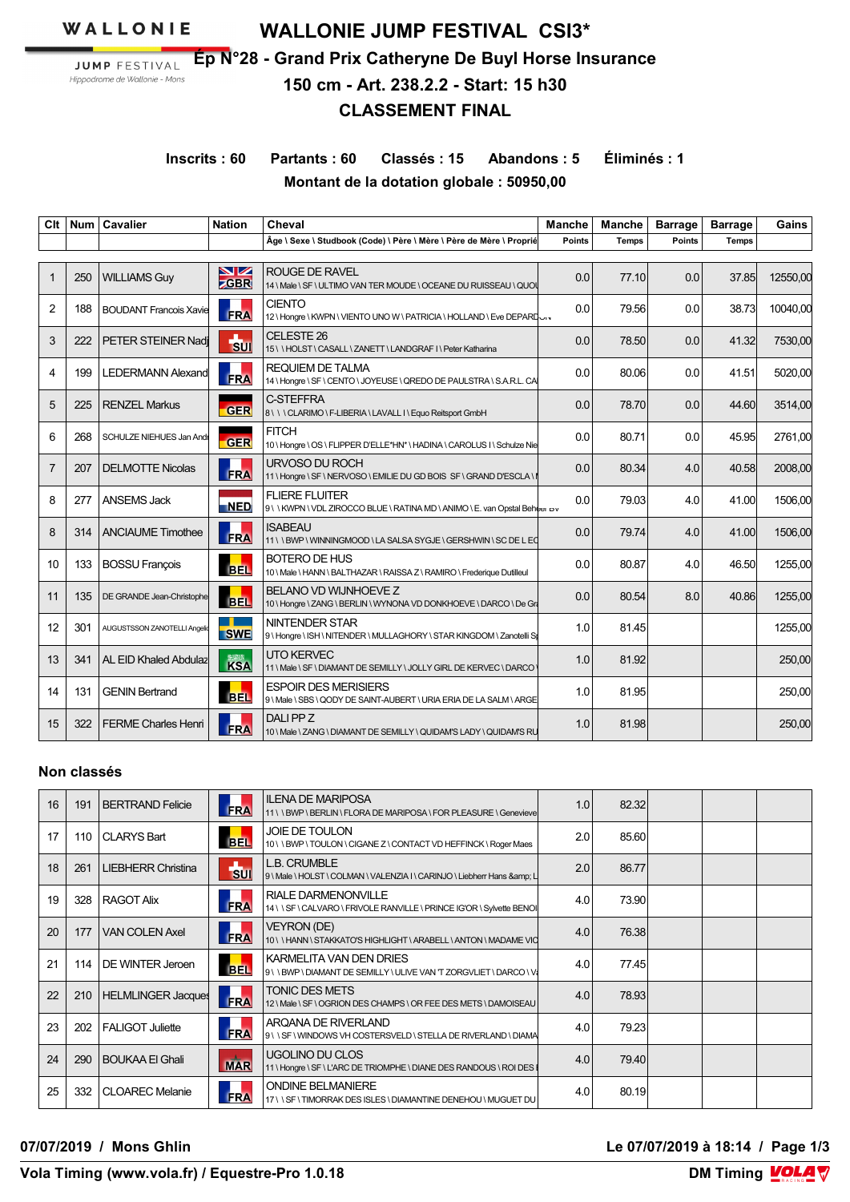WALLONIE JUMP FESTIVAL
Hippodrome de Wallonie - Mons

# WALLONIE JUMP FESTIVAL CSI3*

## Ép N°28 - Grand Prix Catheryne De Buyl Horse Insurance

## 150 cm - Art. 238.2.2 - Start: 15 h30

## CLASSEMENT FINAL

**Inscrits : 60 Partants : 60 Classés : 15 Abandons : 5 Éliminés : 1**

**Montant de la dotation globale : 50950,00**

| Clt | Num | Cavalier | Nation | Cheval | Manche Points | Manche Temps | Barrage Points | Barrage Temps | Gains |
|---|---|---|---|---|---|---|---|---|---|
| | | | | Âge \ Sexe \ Studbook (Code) \ Père \ Mère \ Père de Mère \ Proprié | | | | | |
| 1 | 250 | WILLIAMS Guy | GBR | ROUGE DE RAVEL<br>14 \ Male \ SF \ ULTIMO VAN TER MOUDE \ OCEANE DU RUISSEAU \ QUOI | 0.0 | 77.10 | 0.0 | 37.85 | 12550,00 |
| 2 | 188 | BOUDANT Francois Xavie | FRA | CIENTO<br>12 \ Hongre \ KWPN \ VIENTO UNO W \ PATRICIA \ HOLLAND \ Eve DEPARD | 0.0 | 79.56 | 0.0 | 38.73 | 10040,00 |
| 3 | 222 | PETER STEINER Nadj | SUI | CELESTE 26<br>15 \ \ HOLST \ CASALL \ ZANETT \ LANDGRAF I \ Peter Katharina | 0.0 | 78.50 | 0.0 | 41.32 | 7530,00 |
| 4 | 199 | LEDERMANN Alexand | FRA | REQUIEM DE TALMA<br>14 \ Hongre \ SF \ CENTO \ JOYEUSE \ QREDO DE PAULSTRA \ S.A.R.L. CA | 0.0 | 80.06 | 0.0 | 41.51 | 5020,00 |
| 5 | 225 | RENZEL Markus | GER | C-STEFFRA<br>8 \ \ \ CLARIMO \ F-LIBERIA \ LAVALL I \ Equo Reitsport GmbH | 0.0 | 78.70 | 0.0 | 44.60 | 3514,00 |
| 6 | 268 | SCHULZE NIEHUES Jan Andr | GER | FITCH<br>10 \ Hongre \ OS \ FLIPPER D'ELLE*HN* \ HADINA \ CAROLUS I \ Schulze Nie | 0.0 | 80.71 | 0.0 | 45.95 | 2761,00 |
| 7 | 207 | DELMOTTE Nicolas | FRA | URVOSO DU ROCH<br>11 \ Hongre \ SF \ NERVOSO \ EMILIE DU GD BOIS SF \ GRAND D'ESCLA \ I | 0.0 | 80.34 | 4.0 | 40.58 | 2008,00 |
| 8 | 277 | ANSEMS Jack | NED | FLIERE FLUITER<br>9 \ \ KWPN \ VDL ZIROCCO BLUE \ RATINA MD \ ANIMO \ E. van Opstal Beheer BV | 0.0 | 79.03 | 4.0 | 41.00 | 1506,00 |
| 8 | 314 | ANCIAUME Timothee | FRA | ISABEAU<br>11 \ \ BWP \ WINNINGMOOD \ LA SALSA SYGJE \ GERSHWIN \ SC DE L EC | 0.0 | 79.74 | 4.0 | 41.00 | 1506,00 |
| 10 | 133 | BOSSU François | BEL | BOTERO DE HUS<br>10 \ Male \ HANN \ BALTHAZAR \ RAISSA Z \ RAMIRO \ Frederique Dutilleul | 0.0 | 80.87 | 4.0 | 46.50 | 1255,00 |
| 11 | 135 | DE GRANDE Jean-Christophe | BEL | BELANO VD WIJNHOEVE Z<br>10 \ Hongre \ ZANG \ BERLIN \ WYNONA VD DONKHOEVE \ DARCO \ De Gr | 0.0 | 80.54 | 8.0 | 40.86 | 1255,00 |
| 12 | 301 | AUGUSTSSON ZANOTELLI Angelic | SWE | NINTENDER STAR<br>9 \ Hongre \ ISH \ NITENDER \ MULLAGHORY \ STAR KINGDOM \ Zanotelli S | 1.0 | 81.45 | | | 1255,00 |
| 13 | 341 | AL EID Khaled Abdulaz | KSA | UTO KERVEC<br>11 \ Male \ SF \ DIAMANT DE SEMILLY \ JOLLY GIRL DE KERVEC \ DARCO \ | 1.0 | 81.92 | | | 250,00 |
| 14 | 131 | GENIN Bertrand | BEL | ESPOIR DES MERISIERS<br>9 \ Male \ SBS \ QODY DE SAINT-AUBERT \ URIA ERIA DE LA SALM \ ARGE | 1.0 | 81.95 | | | 250,00 |
| 15 | 322 | FERME Charles Henri | FRA | DALI PP Z<br>10 \ Male \ ZANG \ DIAMANT DE SEMILLY \ QUIDAM'S LADY \ QUIDAM'S RU | 1.0 | 81.98 | | | 250,00 |

### Non classés

| Clt | Num | Cavalier | Nation | Cheval | Manche Points | Manche Temps | Barrage Points | Barrage Temps | Gains |
|---|---|---|---|---|---|---|---|---|---|
| 16 | 191 | BERTRAND Felicie | FRA | ILENA DE MARIPOSA<br>11 \ \ BWP \ BERLIN \ FLORA DE MARIPOSA \ FOR PLEASURE \ Genevieve | 1.0 | 82.32 | | | |
| 17 | 110 | CLARYS Bart | BEL | JOIE DE TOULON<br>10 \ \ BWP \ TOULON \ CIGANE Z \ CONTACT VD HEFFINCK \ Roger Maes | 2.0 | 85.60 | | | |
| 18 | 261 | LIEBHERR Christina | SUI | L.B. CRUMBLE<br>9 \ Male \ HOLST \ COLMAN \ VALENZIA I \ CARINJO \ Liebherr Hans &amp; L | 2.0 | 86.77 | | | |
| 19 | 328 | RAGOT Alix | FRA | RIALE DARMENONVILLE<br>14 \ \ SF \ CALVARO \ FRIVOLE RANVILLE \ PRINCE IG'OR \ Sylvette BENOI | 4.0 | 73.90 | | | |
| 20 | 177 | VAN COLEN Axel | FRA | VEYRON (DE)<br>10 \ \ HANN \ STAKKATO'S HIGHLIGHT \ ARABELL \ ANTON \ MADAME VIC | 4.0 | 76.38 | | | |
| 21 | 114 | DE WINTER Jeroen | BEL | KARMELITA VAN DEN DRIES<br>9 \ \ BWP \ DIAMANT DE SEMILLY \ ULIVE VAN 'T ZORGVLIET \ DARCO \ V | 4.0 | 77.45 | | | |
| 22 | 210 | HELMLINGER Jacques | FRA | TONIC DES METS<br>12 \ Male \ SF \ OGRION DES CHAMPS \ OR FEE DES METS \ DAMOISEAU | 4.0 | 78.93 | | | |
| 23 | 202 | FALIGOT Juliette | FRA | ARQANA DE RIVERLAND<br>9 \ \ SF \ WINDOWS VH COSTERSVELD \ STELLA DE RIVERLAND \ DIAMA | 4.0 | 79.23 | | | |
| 24 | 290 | BOUKAA El Ghali | MAR | UGOLINO DU CLOS<br>11 \ Hongre \ SF \ L'ARC DE TRIOMPHE \ DIANE DES RANDOUS \ ROI DES I | 4.0 | 79.40 | | | |
| 25 | 332 | CLOAREC Melanie | FRA | ONDINE BELMANIERE<br>17 \ \ SF \ TIMORRAK DES ISLES \ DIAMANTINE DENEHOU \ MUGUET DU | 4.0 | 80.19 | | | |

**07/07/2019 / Mons Ghlin** — **Le 07/07/2019 à 18:14**

**Vola Timing (www.vola.fr) / Equestre-Pro 1.0.18** — **DM Timing**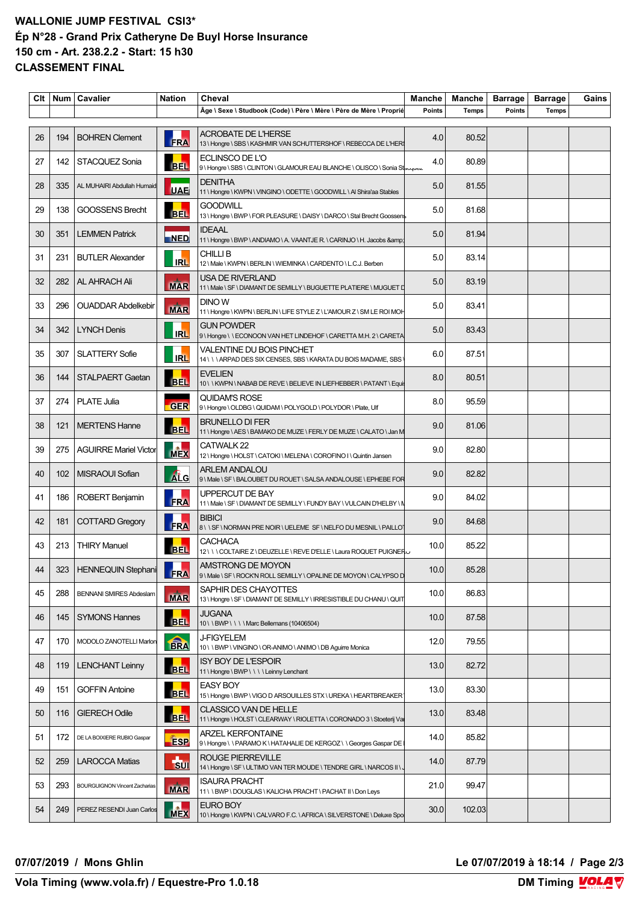**WALLONIE JUMP FESTIVAL CSI3***

**Ép N°28 - Grand Prix Catheryne De Buyl Horse Insurance**

**150 cm - Art. 238.2.2 - Start: 15 h30**

**CLASSEMENT FINAL**

| Clt | Num | Cavalier | Nation | Cheval<br>Âge \ Sexe \ Studbook (Code) \ Père \ Mère \ Père de Mère \ Proprié | Manche<br>Points | Manche<br>Temps | Barrage<br>Points | Barrage<br>Temps | Gains |
|---|---|---|---|---|---|---|---|---|---|
| 26 | 194 | BOHREN Clement | FRA | ACROBATE DE L'HERSE<br>13 \ Hongre \ SBS \ KASHMIR VAN SCHUTTERSHOF \ REBECCA DE L'HER | 4.0 | 80.52 | | | |
| 27 | 142 | STACQUEZ Sonia | BEL | ECLINSCO DE L'O<br>9 \ Hongre \ SBS \ CLINTON \ GLAMOUR EAU BLANCHE \ OLISCO \ Sonia Stacquez | 4.0 | 80.89 | | | |
| 28 | 335 | AL MUHAIRI Abdullah Humaid | UAE | DENITHA<br>11 \ Hongre \ KWPN \ VINGINO \ ODETTE \ GOODWILL \ Al Shira'aa Stables | 5.0 | 81.55 | | | |
| 29 | 138 | GOOSSENS Brecht | BEL | GOODWILL<br>13 \ Hongre \ BWP \ FOR PLEASURE \ DAISY \ DARCO \ Stal Brecht Goossens | 5.0 | 81.68 | | | |
| 30 | 351 | LEMMEN Patrick | NED | IDEAAL<br>11 \ Hongre \ BWP \ ANDIAMO \ A. VAANTJE R. \ CARINJO \ H. Jacobs &amp; | 5.0 | 81.94 | | | |
| 31 | 231 | BUTLER Alexander | IRL | CHILLI B<br>12 \ Male \ KWPN \ BERLIN \ WIEMINKA \ CARDENTO \ L.C.J. Berben | 5.0 | 83.14 | | | |
| 32 | 282 | AL AHRACH Ali | MAR | USA DE RIVERLAND<br>11 \ Male \ SF \ DIAMANT DE SEMILLY \ BUGUETTE PLATIERE \ MUGUET D | 5.0 | 83.19 | | | |
| 33 | 296 | OUADDAR Abdelkebir | MAR | DINO W<br>11 \ Hongre \ KWPN \ BERLIN \ LIFE STYLE Z \ L'AMOUR Z \ SM LE ROI MOH | 5.0 | 83.41 | | | |
| 34 | 342 | LYNCH Denis | IRL | GUN POWDER<br>9 \ Hongre \ \ ECONOON VAN HET LINDEHOF \ CARETTA M.H. 2 \ CARETA | 5.0 | 83.43 | | | |
| 35 | 307 | SLATTERY Sofie | IRL | VALENTINE DU BOIS PINCHET<br>14 \ \ \ ARPAD DES SIX CENSES, SBS \ KARATA DU BOIS MADAME, SBS | 6.0 | 87.51 | | | |
| 36 | 144 | STALPAERT Gaetan | BEL | EVELIEN<br>10 \ \ KWPN \ NABAB DE REVE \ BELIEVE IN LIEFHEBBER \ PATANT \ Equi | 8.0 | 80.51 | | | |
| 37 | 274 | PLATE Julia | GER | QUIDAM'S ROSE<br>9 \ Hongre \ OLDBG \ QUIDAM \ POLYGOLD \ POLYDOR \ Plate, Ulf | 8.0 | 95.59 | | | |
| 38 | 121 | MERTENS Hanne | BEL | BRUNELLO DI FER<br>11 \ Hongre \ AES \ BAMAKO DE MUZE \ FERLY DE MUZE \ CALATO \ Jan M | 9.0 | 81.06 | | | |
| 39 | 275 | AGUIRRE Mariel Victor | MEX | CATWALK 22<br>12 \ Hongre \ HOLST \ CATOKI \ MELENA \ COROFINO I \ Quintin Jansen | 9.0 | 82.80 | | | |
| 40 | 102 | MISRAOUI Sofian | ALG | ARLEM ANDALOU<br>9 \ Male \ SF \ BALOUBET DU ROUET \ SALSA ANDALOUSE \ EPHEBE FOR | 9.0 | 82.82 | | | |
| 41 | 186 | ROBERT Benjamin | FRA | UPPERCUT DE BAY<br>11 \ Male \ SF \ DIAMANT DE SEMILLY \ FUNDY BAY \ VULCAIN D'HELBY \ M | 9.0 | 84.02 | | | |
| 42 | 181 | COTTARD Gregory | FRA | BIBICI<br>8 \ \ SF \ NORMAN PRE NOIR \ UELEME SF \ NELFO DU MESNIL \ PAILLOT | 9.0 | 84.68 | | | |
| 43 | 213 | THIRY Manuel | BEL | CACHACA<br>12 \ \ \ COLTAIRE Z \ DEUZELLE \ REVE D'ELLE \ Laura ROQUET PUIGNERO | 10.0 | 85.22 | | | |
| 44 | 323 | HENNEQUIN Stephani | FRA | AMSTRONG DE MOYON<br>9 \ Male \ SF \ ROCK'N ROLL SEMILLY \ OPALINE DE MOYON \ CALYPSO D | 10.0 | 85.28 | | | |
| 45 | 288 | BENNANI SMIRES Abdeslam | MAR | SAPHIR DES CHAYOTTES<br>13 \ Hongre \ SF \ DIAMANT DE SEMILLY \ IRRESISTIBLE DU CHANU \ QUIT | 10.0 | 86.83 | | | |
| 46 | 145 | SYMONS Hannes | BEL | JUGANA<br>10 \ \ BWP \ \ \ \ Marc Bellemans (10406504) | 10.0 | 87.58 | | | |
| 47 | 170 | MODOLO ZANOTELLI Marlon | BRA | J-FIGYELEM<br>10 \ \ BWP \ VINGINO \ OR-ANIMO \ ANIMO \ DB Aguirre Monica | 12.0 | 79.55 | | | |
| 48 | 119 | LENCHANT Leinny | BEL | ISY BOY DE L'ESPOIR<br>11 \ Hongre \ BWP \ \ \ \ Leinny Lenchant | 13.0 | 82.72 | | | |
| 49 | 151 | GOFFIN Antoine | BEL | EASY BOY<br>15 \ Hongre \ BWP \ VIGO D ARSOUILLES STX \ UREKA \ HEARTBREAKER | 13.0 | 83.30 | | | |
| 50 | 116 | GIERECH Odile | BEL | CLASSICO VAN DE HELLE<br>11 \ Hongre \ HOLST \ CLEARWAY \ RIOLETTA \ CORONADO 3 \ Stoeterij Va | 13.0 | 83.48 | | | |
| 51 | 172 | DE LA BOIXIERE RUBIO Gaspar | ESP | ARZEL KERFONTAINE<br>9 \ Hongre \ \ PARAMO K \ HATAHALIE DE KERGOZ \ \ Georges Gaspar DE | 14.0 | 85.82 | | | |
| 52 | 259 | LAROCCA Matias | SUI | ROUGE PIERREVILLE<br>14 \ Hongre \ SF \ ULTIMO VAN TER MOUDE \ TENDRE GIRL \ NARCOS II \ | 14.0 | 87.79 | | | |
| 53 | 293 | BOURGUIGNON Vincent Zacharias | MAR | ISAURA PRACHT<br>11 \ \ BWP \ DOUGLAS \ KALICHA PRACHT \ PACHAT II \ Don Leys | 21.0 | 99.47 | | | |
| 54 | 249 | PEREZ RESENDI Juan Carlos | MEX | EURO BOY<br>10 \ Hongre \ KWPN \ CALVARO F.C. \ AFRICA \ SILVERSTONE \ Deluxe Spo | 30.0 | 102.03 | | | |

**07/07/2019 / Mons Ghlin** — **Le 07/07/2019 à 18:14**

**Vola Timing (www.vola.fr) / Equestre-Pro 1.0.18** — **DM Timing**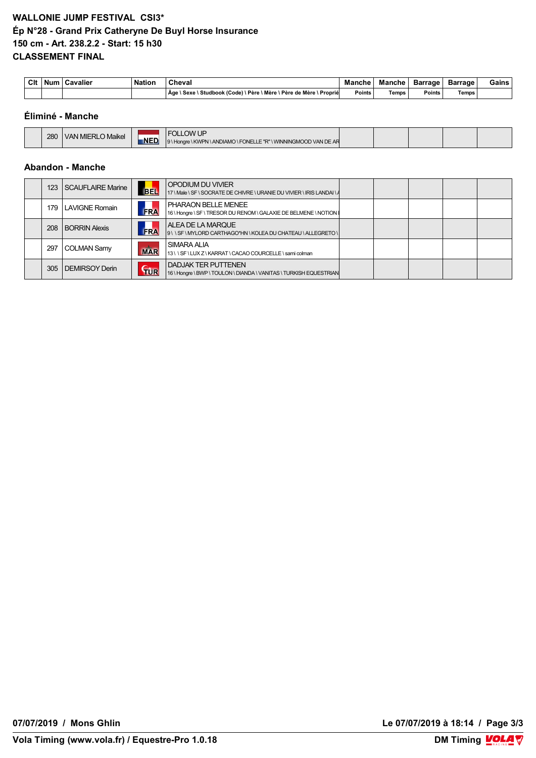**WALLONIE JUMP FESTIVAL CSI3***

**Ép N°28 - Grand Prix Catheryne De Buyl Horse Insurance**

**150 cm - Art. 238.2.2 - Start: 15 h30**

**CLASSEMENT FINAL**

| Clt | Num | Cavalier | Nation | Cheval | Manche | Manche | Barrage | Barrage | Gains |
|---|---|---|---|---|---|---|---|---|---|
| | | | | Âge \ Sexe \ Studbook (Code) \ Père \ Mère \ Père de Mère \ Proprié | Points | Temps | Points | Temps | |

## Éliminé - Manche

| Clt | Num | Cavalier | Nation | Cheval | Manche Points | Manche Temps | Barrage Points | Barrage Temps | Gains |
|---|---|---|---|---|---|---|---|---|---|
| | 280 | VAN MIERLO Maikel | NED | FOLLOW UP<br>9 \ Hongre \ KWPN \ ANDIAMO \ FONELLE "R" \ WINNINGMOOD VAN DE AR | | | | | |

## Abandon - Manche

| Clt | Num | Cavalier | Nation | Cheval | Manche Points | Manche Temps | Barrage Points | Barrage Temps | Gains |
|---|---|---|---|---|---|---|---|---|---|
| | 123 | SCAUFLAIRE Marine | BEL | OPODIUM DU VIVIER<br>17 \ Male \ SF \ SOCRATE DE CHIVRE \ URANIE DU VIVIER \ IRIS LANDAI \ A | | | | | |
| | 179 | LAVIGNE Romain | FRA | PHARAON BELLE MENEE<br>16 \ Hongre \ SF \ TRESOR DU RENOM \ GALAXIE DE BELMENE \ NOTION I | | | | | |
| | 208 | BORRIN Alexis | FRA | ALEA DE LA MARQUE<br>9 \ \ SF \ MYLORD CARTHAGO*HN \ KOLEA DU CHATEAU \ ALLEGRETO \ | | | | | |
| | 297 | COLMAN Samy | MAR | SIMARA ALIA<br>13 \ \ SF \ LUX Z \ KARRAT \ CACAO COURCELLE \ sami colman | | | | | |
| | 305 | DEMIRSOY Derin | TUR | DADJAK TER PUTTENEN<br>16 \ Hongre \ BWP \ TOULON \ DIANDA \ VANITAS \ TURKISH EQUESTRIAN | | | | | |

**07/07/2019 / Mons Ghlin**

**Le 07/07/2019 à 18:14**

**Vola Timing (www.vola.fr) / Equestre-Pro 1.0.18**

**DM Timing**